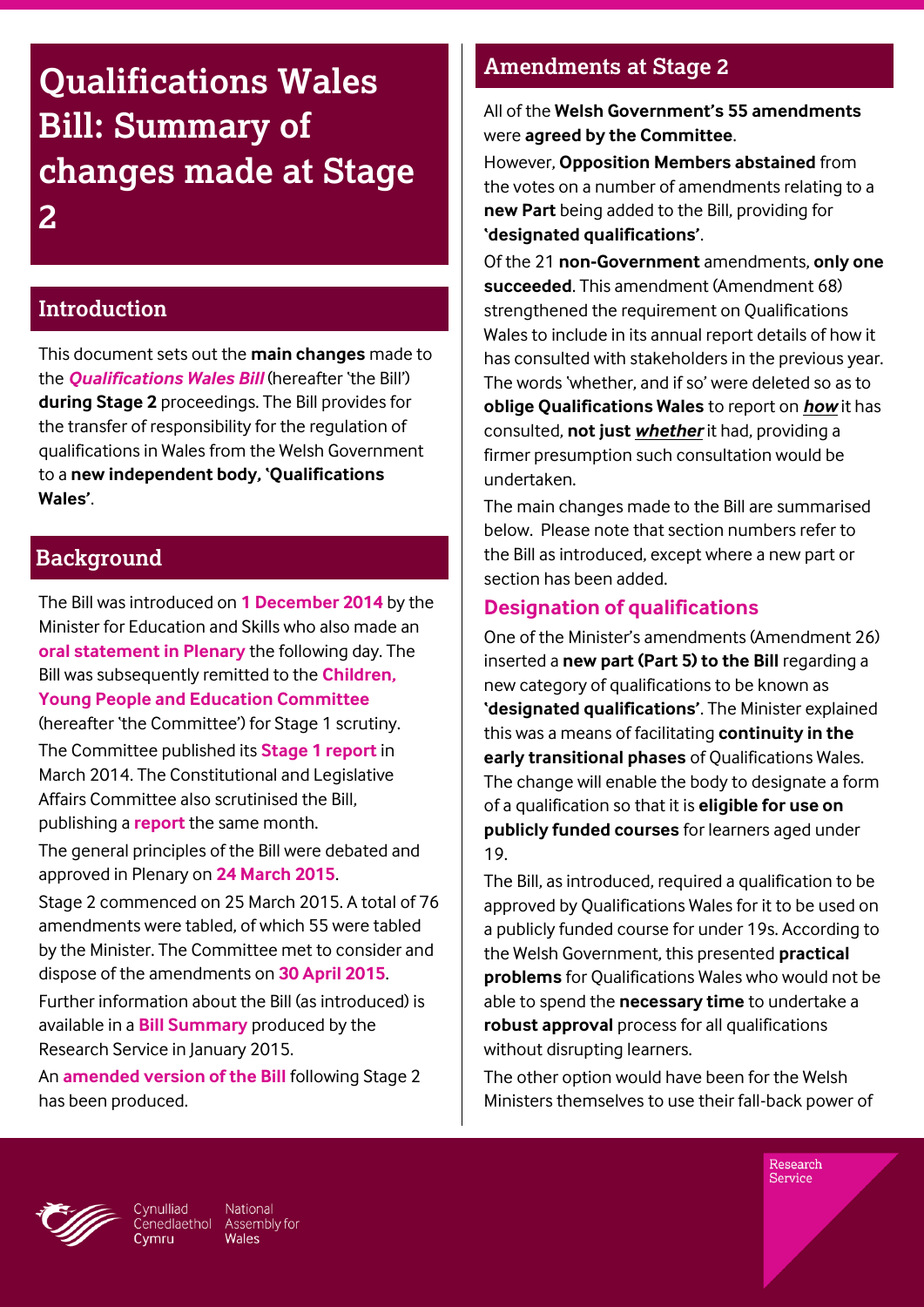# Qualifications Wales Bill: Summary of changes made at Stage 2

## Introduction

This document sets out the **main changes** made to the ***Qualifications Wales Bill*** (hereafter 'the Bill') **during Stage 2** proceedings. The Bill provides for the transfer of responsibility for the regulation of qualifications in Wales from the Welsh Government to a **new independent body, 'Qualifications Wales'**.

## Background

The Bill was introduced on **1 December 2014** by the Minister for Education and Skills who also made an **oral statement in Plenary** the following day. The Bill was subsequently remitted to the **Children, Young People and Education Committee** (hereafter 'the Committee') for Stage 1 scrutiny.

The Committee published its **Stage 1 report** in March 2014. The Constitutional and Legislative Affairs Committee also scrutinised the Bill, publishing a **report** the same month.

The general principles of the Bill were debated and approved in Plenary on **24 March 2015**.

Stage 2 commenced on 25 March 2015. A total of 76 amendments were tabled, of which 55 were tabled by the Minister. The Committee met to consider and dispose of the amendments on **30 April 2015**.

Further information about the Bill (as introduced) is available in a **Bill Summary** produced by the Research Service in January 2015.

An **amended version of the Bill** following Stage 2 has been produced.

## Amendments at Stage 2

All of the **Welsh Government's 55 amendments** were **agreed by the Committee**.

However, **Opposition Members abstained** from the votes on a number of amendments relating to a **new Part** being added to the Bill, providing for **'designated qualifications'**.

Of the 21 **non-Government** amendments, **only one succeeded**. This amendment (Amendment 68) strengthened the requirement on Qualifications Wales to include in its annual report details of how it has consulted with stakeholders in the previous year. The words 'whether, and if so' were deleted so as to **oblige Qualifications Wales** to report on ***how*** it has consulted, **not just *whether*** it had, providing a firmer presumption such consultation would be undertaken.

The main changes made to the Bill are summarised below. Please note that section numbers refer to the Bill as introduced, except where a new part or section has been added.

### Designation of qualifications

One of the Minister's amendments (Amendment 26) inserted a **new part (Part 5) to the Bill** regarding a new category of qualifications to be known as **'designated qualifications'**. The Minister explained this was a means of facilitating **continuity in the early transitional phases** of Qualifications Wales. The change will enable the body to designate a form of a qualification so that it is **eligible for use on publicly funded courses** for learners aged under 19.

The Bill, as introduced, required a qualification to be approved by Qualifications Wales for it to be used on a publicly funded course for under 19s. According to the Welsh Government, this presented **practical problems** for Qualifications Wales who would not be able to spend the **necessary time** to undertake a **robust approval** process for all qualifications without disrupting learners.

The other option would have been for the Welsh Ministers themselves to use their fall-back power of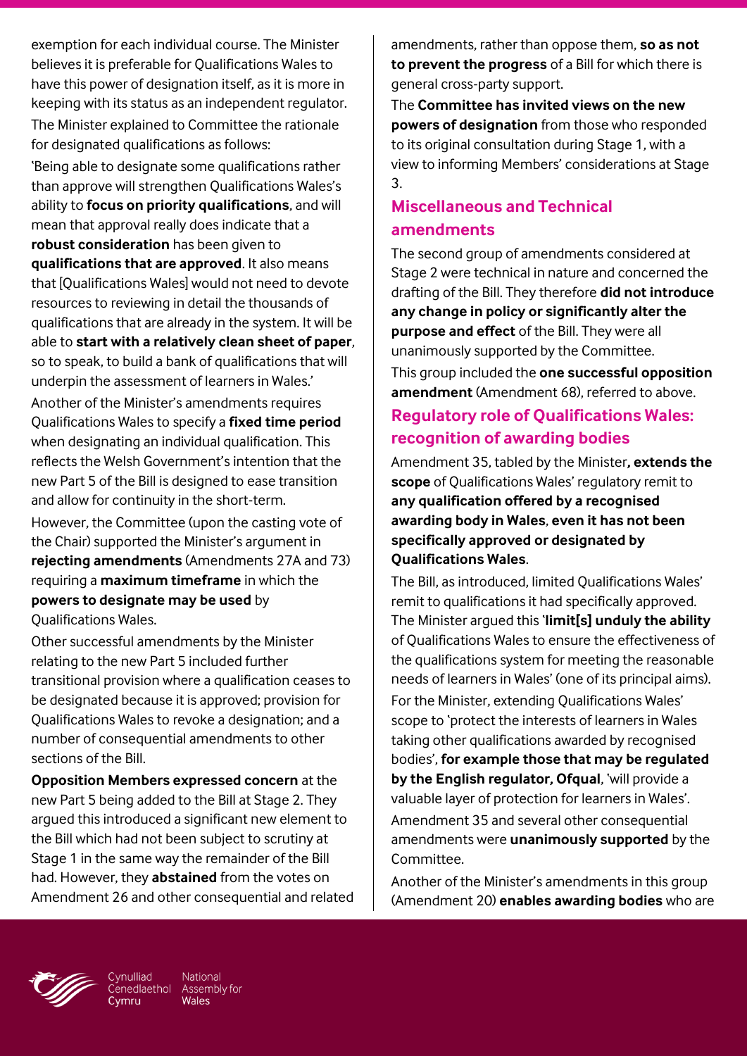exemption for each individual course. The Minister believes it is preferable for Qualifications Wales to have this power of designation itself, as it is more in keeping with its status as an independent regulator.

The Minister explained to Committee the rationale for designated qualifications as follows:

'Being able to designate some qualifications rather than approve will strengthen Qualifications Wales's ability to **focus on priority qualifications**, and will mean that approval really does indicate that a **robust consideration** has been given to **qualifications that are approved**. It also means that [Qualifications Wales] would not need to devote resources to reviewing in detail the thousands of qualifications that are already in the system. It will be able to **start with a relatively clean sheet of paper**, so to speak, to build a bank of qualifications that will underpin the assessment of learners in Wales.'

Another of the Minister's amendments requires Qualifications Wales to specify a **fixed time period** when designating an individual qualification. This reflects the Welsh Government's intention that the new Part 5 of the Bill is designed to ease transition and allow for continuity in the short-term.

However, the Committee (upon the casting vote of the Chair) supported the Minister's argument in **rejecting amendments** (Amendments 27A and 73) requiring a **maximum timeframe** in which the **powers to designate may be used** by Qualifications Wales.

Other successful amendments by the Minister relating to the new Part 5 included further transitional provision where a qualification ceases to be designated because it is approved; provision for Qualifications Wales to revoke a designation; and a number of consequential amendments to other sections of the Bill.

**Opposition Members expressed concern** at the new Part 5 being added to the Bill at Stage 2. They argued this introduced a significant new element to the Bill which had not been subject to scrutiny at Stage 1 in the same way the remainder of the Bill had. However, they **abstained** from the votes on Amendment 26 and other consequential and related amendments, rather than oppose them, **so as not to prevent the progress** of a Bill for which there is general cross-party support.

The **Committee has invited views on the new powers of designation** from those who responded to its original consultation during Stage 1, with a view to informing Members' considerations at Stage 3.

## Miscellaneous and Technical amendments

The second group of amendments considered at Stage 2 were technical in nature and concerned the drafting of the Bill. They therefore **did not introduce any change in policy or significantly alter the purpose and effect** of the Bill. They were all unanimously supported by the Committee.

This group included the **one successful opposition amendment** (Amendment 68), referred to above.

## Regulatory role of Qualifications Wales: recognition of awarding bodies

Amendment 35, tabled by the Minister**, extends the scope** of Qualifications Wales' regulatory remit to **any qualification offered by a recognised awarding body in Wales**, **even it has not been specifically approved or designated by Qualifications Wales**.

The Bill, as introduced, limited Qualifications Wales' remit to qualifications it had specifically approved. The Minister argued this '**limit[s] unduly the ability** of Qualifications Wales to ensure the effectiveness of the qualifications system for meeting the reasonable needs of learners in Wales' (one of its principal aims).

For the Minister, extending Qualifications Wales' scope to 'protect the interests of learners in Wales taking other qualifications awarded by recognised bodies', **for example those that may be regulated by the English regulator, Ofqual**, 'will provide a valuable layer of protection for learners in Wales'.

Amendment 35 and several other consequential amendments were **unanimously supported** by the Committee.

Another of the Minister's amendments in this group (Amendment 20) **enables awarding bodies** who are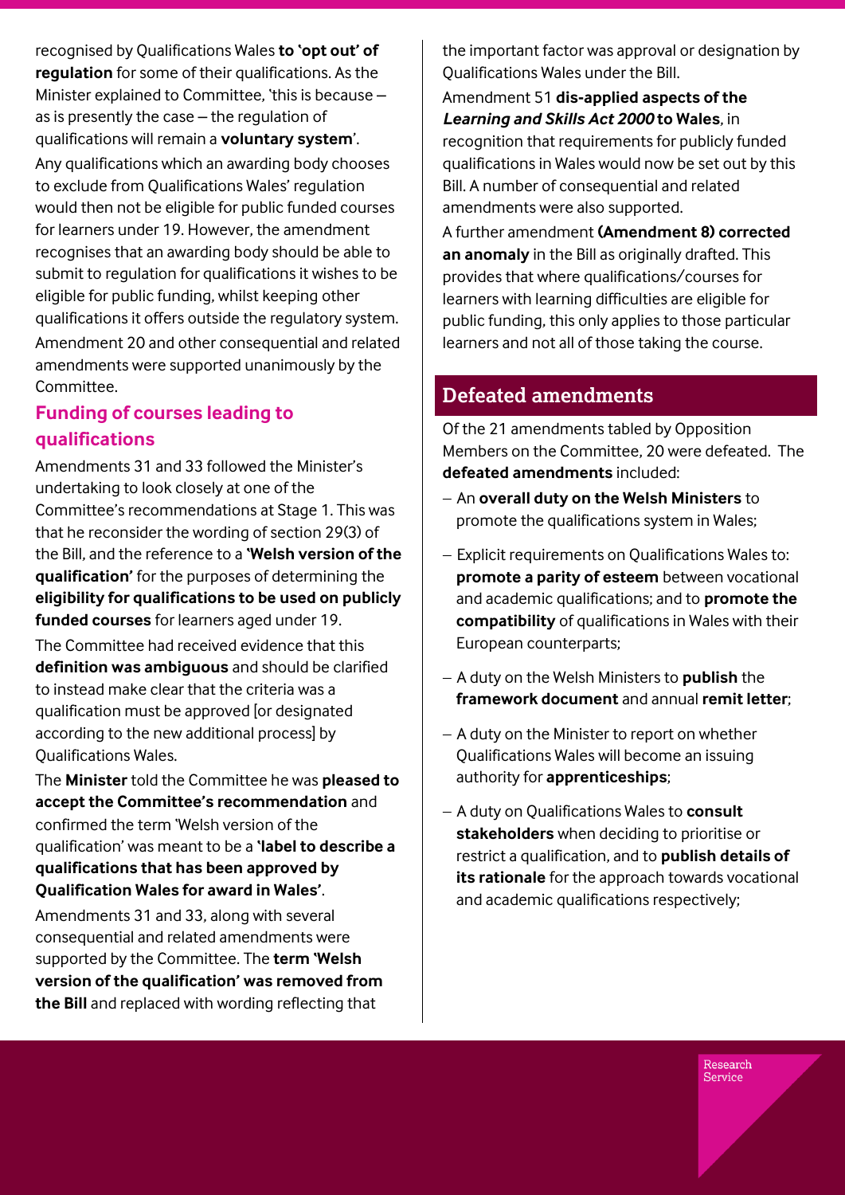recognised by Qualifications Wales **to 'opt out' of regulation** for some of their qualifications. As the Minister explained to Committee, 'this is because – as is presently the case – the regulation of qualifications will remain a **voluntary system**'.

Any qualifications which an awarding body chooses to exclude from Qualifications Wales' regulation would then not be eligible for public funded courses for learners under 19. However, the amendment recognises that an awarding body should be able to submit to regulation for qualifications it wishes to be eligible for public funding, whilst keeping other qualifications it offers outside the regulatory system.

Amendment 20 and other consequential and related amendments were supported unanimously by the Committee.

## Funding of courses leading to qualifications

Amendments 31 and 33 followed the Minister's undertaking to look closely at one of the Committee's recommendations at Stage 1. This was that he reconsider the wording of section 29(3) of the Bill, and the reference to a **'Welsh version of the qualification'** for the purposes of determining the **eligibility for qualifications to be used on publicly funded courses** for learners aged under 19.

The Committee had received evidence that this **definition was ambiguous** and should be clarified to instead make clear that the criteria was a qualification must be approved [or designated according to the new additional process] by Qualifications Wales.

The **Minister** told the Committee he was **pleased to accept the Committee's recommendation** and confirmed the term 'Welsh version of the qualification' was meant to be a **'label to describe a qualifications that has been approved by Qualification Wales for award in Wales'**.

Amendments 31 and 33, along with several consequential and related amendments were supported by the Committee. The **term 'Welsh version of the qualification' was removed from the Bill** and replaced with wording reflecting that the important factor was approval or designation by Qualifications Wales under the Bill.

Amendment 51 **dis-applied aspects of the *Learning and Skills Act 2000* to Wales**, in recognition that requirements for publicly funded qualifications in Wales would now be set out by this Bill. A number of consequential and related amendments were also supported.

A further amendment **(Amendment 8) corrected an anomaly** in the Bill as originally drafted. This provides that where qualifications/courses for learners with learning difficulties are eligible for public funding, this only applies to those particular learners and not all of those taking the course.

## Defeated amendments

Of the 21 amendments tabled by Opposition Members on the Committee, 20 were defeated. The **defeated amendments** included:

- An **overall duty on the Welsh Ministers** to promote the qualifications system in Wales;
- Explicit requirements on Qualifications Wales to: **promote a parity of esteem** between vocational and academic qualifications; and to **promote the compatibility** of qualifications in Wales with their European counterparts;
- A duty on the Welsh Ministers to **publish** the **framework document** and annual **remit letter**;
- A duty on the Minister to report on whether Qualifications Wales will become an issuing authority for **apprenticeships**;
- A duty on Qualifications Wales to **consult stakeholders** when deciding to prioritise or restrict a qualification, and to **publish details of its rationale** for the approach towards vocational and academic qualifications respectively;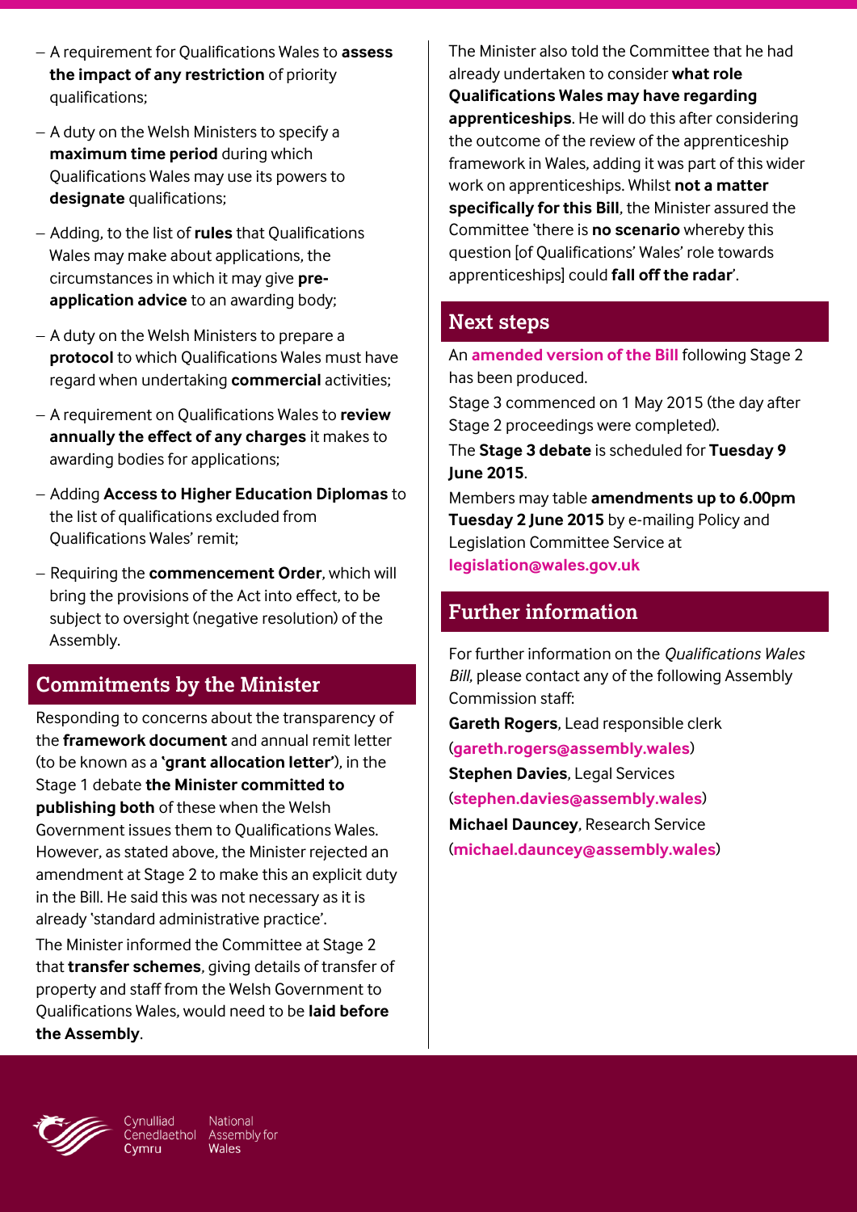- A requirement for Qualifications Wales to **assess the impact of any restriction** of priority qualifications;
- A duty on the Welsh Ministers to specify a **maximum time period** during which Qualifications Wales may use its powers to **designate** qualifications;
- Adding, to the list of **rules** that Qualifications Wales may make about applications, the circumstances in which it may give **pre-application advice** to an awarding body;
- A duty on the Welsh Ministers to prepare a **protocol** to which Qualifications Wales must have regard when undertaking **commercial** activities;
- A requirement on Qualifications Wales to **review annually the effect of any charges** it makes to awarding bodies for applications;
- Adding **Access to Higher Education Diplomas** to the list of qualifications excluded from Qualifications Wales' remit;
- Requiring the **commencement Order**, which will bring the provisions of the Act into effect, to be subject to oversight (negative resolution) of the Assembly.

## Commitments by the Minister

Responding to concerns about the transparency of the **framework document** and annual remit letter (to be known as a **'grant allocation letter'**), in the Stage 1 debate **the Minister committed to publishing both** of these when the Welsh Government issues them to Qualifications Wales. However, as stated above, the Minister rejected an amendment at Stage 2 to make this an explicit duty in the Bill. He said this was not necessary as it is already 'standard administrative practice'.

The Minister informed the Committee at Stage 2 that **transfer schemes**, giving details of transfer of property and staff from the Welsh Government to Qualifications Wales, would need to be **laid before the Assembly**.

The Minister also told the Committee that he had already undertaken to consider **what role Qualifications Wales may have regarding apprenticeships**. He will do this after considering the outcome of the review of the apprenticeship framework in Wales, adding it was part of this wider work on apprenticeships. Whilst **not a matter specifically for this Bill**, the Minister assured the Committee 'there is **no scenario** whereby this question [of Qualifications' Wales' role towards apprenticeships] could **fall off the radar**'.

## Next steps

An **amended version of the Bill** following Stage 2 has been produced.

Stage 3 commenced on 1 May 2015 (the day after Stage 2 proceedings were completed).

The **Stage 3 debate** is scheduled for **Tuesday 9 June 2015**.

Members may table **amendments up to 6.00pm Tuesday 2 June 2015** by e-mailing Policy and Legislation Committee Service at **legislation@wales.gov.uk**

## Further information

For further information on the *Qualifications Wales Bill*, please contact any of the following Assembly Commission staff:

**Gareth Rogers**, Lead responsible clerk (**gareth.rogers@assembly.wales**)

**Stephen Davies**, Legal Services (**stephen.davies@assembly.wales**)

**Michael Dauncey**, Research Service (**michael.dauncey@assembly.wales**)

Cynulliad Cenedlaethol Cymru | National Assembly for Wales